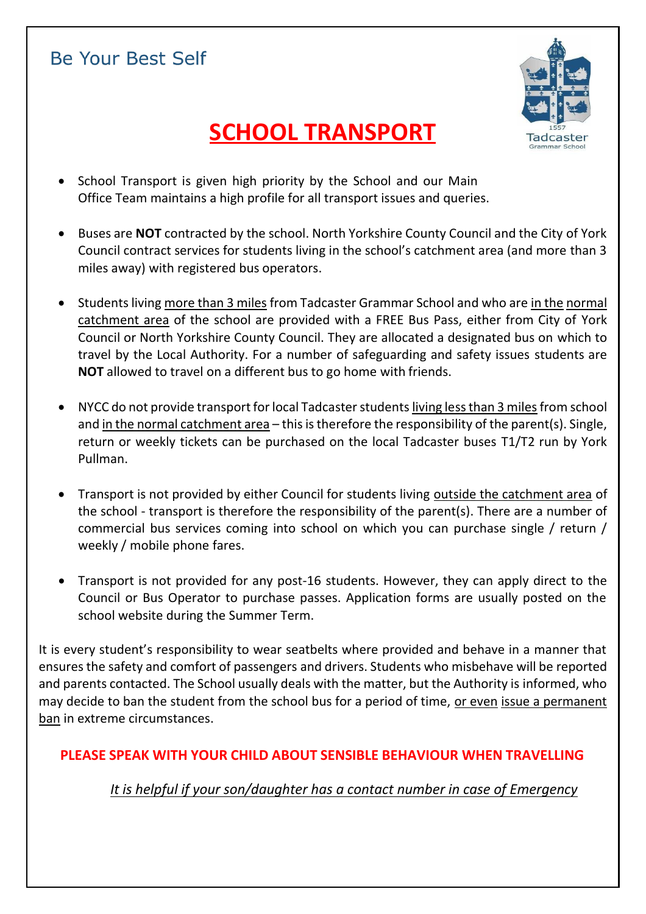Be Your Best Self

# SCHOOL TRANSPORT

Tadcaster Grammar School 1557

- School Transport is given high priority by the School and our Main Office Team maintains a high profile for all transport issues and queries.

- Buses are **NOT** contracted by the school. North Yorkshire County Council and the City of York Council contract services for students living in the school's catchment area (and more than 3 miles away) with registered bus operators.

- Students living more than 3 miles from Tadcaster Grammar School and who are in the normal catchment area of the school are provided with a FREE Bus Pass, either from City of York Council or North Yorkshire County Council. They are allocated a designated bus on which to travel by the Local Authority. For a number of safeguarding and safety issues students are **NOT** allowed to travel on a different bus to go home with friends.

- NYCC do not provide transport for local Tadcaster students living less than 3 miles from school and in the normal catchment area – this is therefore the responsibility of the parent(s). Single, return or weekly tickets can be purchased on the local Tadcaster buses T1/T2 run by York Pullman.

- Transport is not provided by either Council for students living outside the catchment area of the school - transport is therefore the responsibility of the parent(s). There are a number of commercial bus services coming into school on which you can purchase single / return / weekly / mobile phone fares.

- Transport is not provided for any post-16 students. However, they can apply direct to the Council or Bus Operator to purchase passes. Application forms are usually posted on the school website during the Summer Term.

It is every student's responsibility to wear seatbelts where provided and behave in a manner that ensures the safety and comfort of passengers and drivers. Students who misbehave will be reported and parents contacted. The School usually deals with the matter, but the Authority is informed, who may decide to ban the student from the school bus for a period of time, or even issue a permanent ban in extreme circumstances.

**PLEASE SPEAK WITH YOUR CHILD ABOUT SENSIBLE BEHAVIOUR WHEN TRAVELLING**

*It is helpful if your son/daughter has a contact number in case of Emergency*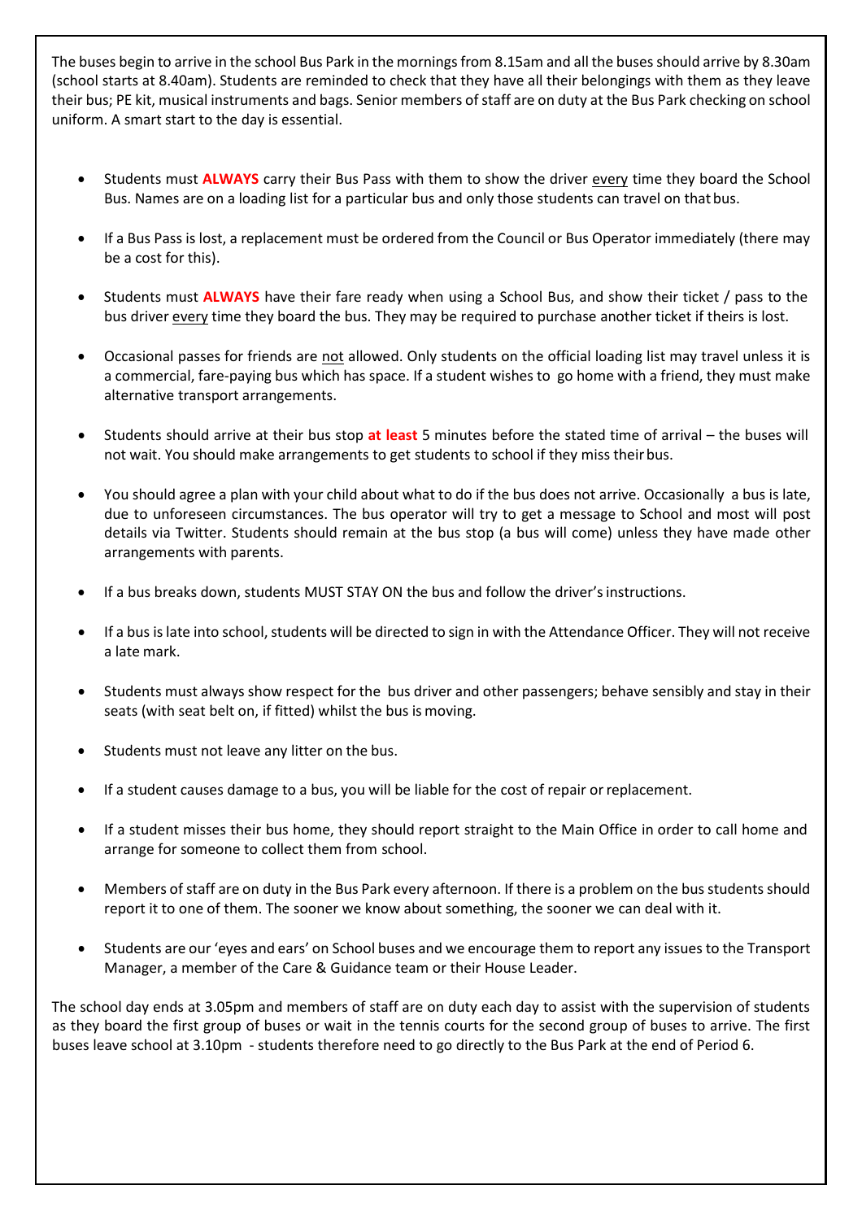The buses begin to arrive in the school Bus Park in the mornings from 8.15am and all the buses should arrive by 8.30am (school starts at 8.40am). Students are reminded to check that they have all their belongings with them as they leave their bus; PE kit, musical instruments and bags. Senior members of staff are on duty at the Bus Park checking on school uniform. A smart start to the day is essential.

- Students must **ALWAYS** carry their Bus Pass with them to show the driver every time they board the School Bus. Names are on a loading list for a particular bus and only those students can travel on that bus.
- If a Bus Pass is lost, a replacement must be ordered from the Council or Bus Operator immediately (there may be a cost for this).
- Students must **ALWAYS** have their fare ready when using a School Bus, and show their ticket / pass to the bus driver every time they board the bus. They may be required to purchase another ticket if theirs is lost.
- Occasional passes for friends are not allowed. Only students on the official loading list may travel unless it is a commercial, fare-paying bus which has space. If a student wishes to go home with a friend, they must make alternative transport arrangements.
- Students should arrive at their bus stop **at least** 5 minutes before the stated time of arrival – the buses will not wait. You should make arrangements to get students to school if they miss their bus.
- You should agree a plan with your child about what to do if the bus does not arrive. Occasionally a bus is late, due to unforeseen circumstances. The bus operator will try to get a message to School and most will post details via Twitter. Students should remain at the bus stop (a bus will come) unless they have made other arrangements with parents.
- If a bus breaks down, students MUST STAY ON the bus and follow the driver's instructions.
- If a bus is late into school, students will be directed to sign in with the Attendance Officer. They will not receive a late mark.
- Students must always show respect for the bus driver and other passengers; behave sensibly and stay in their seats (with seat belt on, if fitted) whilst the bus is moving.
- Students must not leave any litter on the bus.
- If a student causes damage to a bus, you will be liable for the cost of repair or replacement.
- If a student misses their bus home, they should report straight to the Main Office in order to call home and arrange for someone to collect them from school.
- Members of staff are on duty in the Bus Park every afternoon. If there is a problem on the bus students should report it to one of them. The sooner we know about something, the sooner we can deal with it.
- Students are our 'eyes and ears' on School buses and we encourage them to report any issues to the Transport Manager, a member of the Care & Guidance team or their House Leader.

The school day ends at 3.05pm and members of staff are on duty each day to assist with the supervision of students as they board the first group of buses or wait in the tennis courts for the second group of buses to arrive. The first buses leave school at 3.10pm - students therefore need to go directly to the Bus Park at the end of Period 6.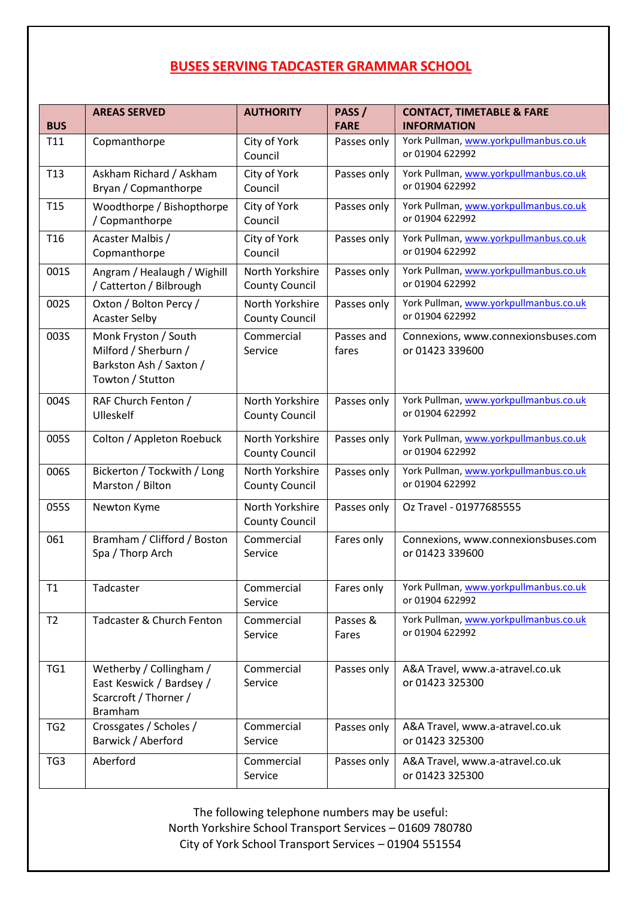# BUSES SERVING TADCASTER GRAMMAR SCHOOL

| BUS | AREAS SERVED | AUTHORITY | PASS / FARE | CONTACT, TIMETABLE & FARE INFORMATION |
|---|---|---|---|---|
| T11 | Copmanthorpe | City of York Council | Passes only | York Pullman, www.yorkpullmanbus.co.uk or 01904 622992 |
| T13 | Askham Richard / Askham Bryan / Copmanthorpe | City of York Council | Passes only | York Pullman, www.yorkpullmanbus.co.uk or 01904 622992 |
| T15 | Woodthorpe / Bishopthorpe / Copmanthorpe | City of York Council | Passes only | York Pullman, www.yorkpullmanbus.co.uk or 01904 622992 |
| T16 | Acaster Malbis / Copmanthorpe | City of York Council | Passes only | York Pullman, www.yorkpullmanbus.co.uk or 01904 622992 |
| 001S | Angram / Healaugh / Wighill / Catterton / Bilbrough | North Yorkshire County Council | Passes only | York Pullman, www.yorkpullmanbus.co.uk or 01904 622992 |
| 002S | Oxton / Bolton Percy / Acaster Selby | North Yorkshire County Council | Passes only | York Pullman, www.yorkpullmanbus.co.uk or 01904 622992 |
| 003S | Monk Fryston / South Milford / Sherburn / Barkston Ash / Saxton / Towton / Stutton | Commercial Service | Passes and fares | Connexions, www.connexionsbuses.com or 01423 339600 |
| 004S | RAF Church Fenton / Ulleskelf | North Yorkshire County Council | Passes only | York Pullman, www.yorkpullmanbus.co.uk or 01904 622992 |
| 005S | Colton / Appleton Roebuck | North Yorkshire County Council | Passes only | York Pullman, www.yorkpullmanbus.co.uk or 01904 622992 |
| 006S | Bickerton / Tockwith / Long Marston / Bilton | North Yorkshire County Council | Passes only | York Pullman, www.yorkpullmanbus.co.uk or 01904 622992 |
| 055S | Newton Kyme | North Yorkshire County Council | Passes only | Oz Travel - 01977685555 |
| 061 | Bramham / Clifford / Boston Spa / Thorp Arch | Commercial Service | Fares only | Connexions, www.connexionsbuses.com or 01423 339600 |
| T1 | Tadcaster | Commercial Service | Fares only | York Pullman, www.yorkpullmanbus.co.uk or 01904 622992 |
| T2 | Tadcaster & Church Fenton | Commercial Service | Passes & Fares | York Pullman, www.yorkpullmanbus.co.uk or 01904 622992 |
| TG1 | Wetherby / Collingham / East Keswick / Bardsey / Scarcroft / Thorner / Bramham | Commercial Service | Passes only | A&A Travel, www.a-atravel.co.uk or 01423 325300 |
| TG2 | Crossgates / Scholes / Barwick / Aberford | Commercial Service | Passes only | A&A Travel, www.a-atravel.co.uk or 01423 325300 |
| TG3 | Aberford | Commercial Service | Passes only | A&A Travel, www.a-atravel.co.uk or 01423 325300 |

The following telephone numbers may be useful:
North Yorkshire School Transport Services – 01609 780780
City of York School Transport Services – 01904 551554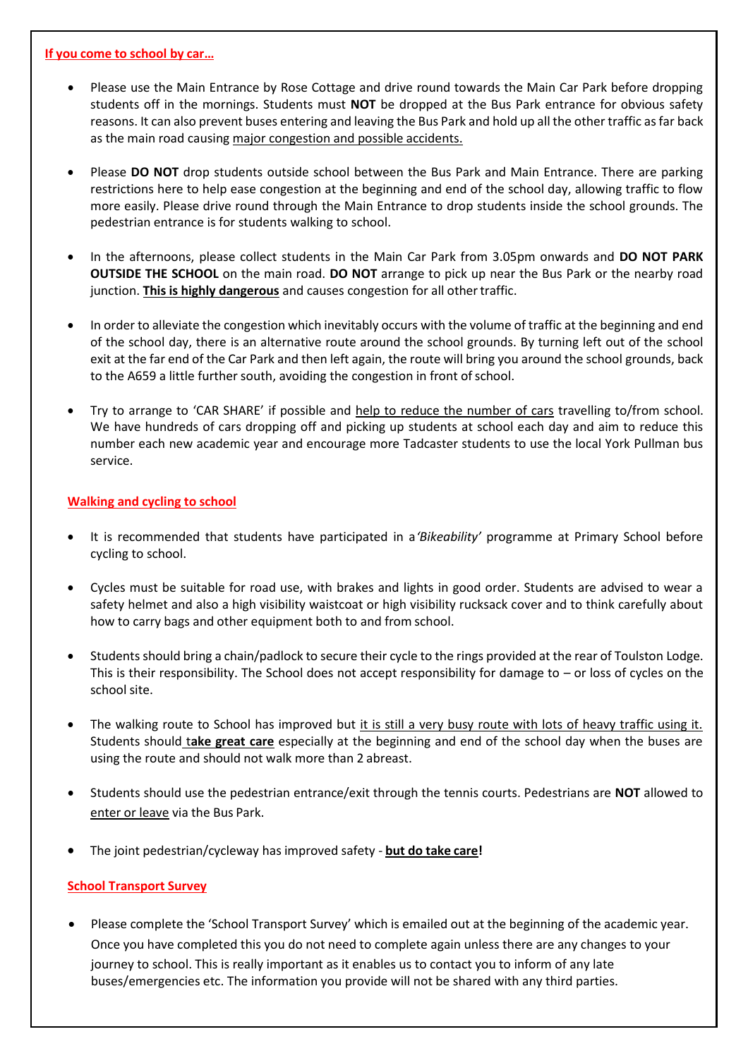## If you come to school by car…

- Please use the Main Entrance by Rose Cottage and drive round towards the Main Car Park before dropping students off in the mornings. Students must **NOT** be dropped at the Bus Park entrance for obvious safety reasons. It can also prevent buses entering and leaving the Bus Park and hold up all the other traffic as far back as the main road causing major congestion and possible accidents.

- Please **DO NOT** drop students outside school between the Bus Park and Main Entrance. There are parking restrictions here to help ease congestion at the beginning and end of the school day, allowing traffic to flow more easily. Please drive round through the Main Entrance to drop students inside the school grounds. The pedestrian entrance is for students walking to school.

- In the afternoons, please collect students in the Main Car Park from 3.05pm onwards and **DO NOT PARK OUTSIDE THE SCHOOL** on the main road. **DO NOT** arrange to pick up near the Bus Park or the nearby road junction. **This is highly dangerous** and causes congestion for all other traffic.

- In order to alleviate the congestion which inevitably occurs with the volume of traffic at the beginning and end of the school day, there is an alternative route around the school grounds. By turning left out of the school exit at the far end of the Car Park and then left again, the route will bring you around the school grounds, back to the A659 a little further south, avoiding the congestion in front of school.

- Try to arrange to 'CAR SHARE' if possible and help to reduce the number of cars travelling to/from school. We have hundreds of cars dropping off and picking up students at school each day and aim to reduce this number each new academic year and encourage more Tadcaster students to use the local York Pullman bus service.

## Walking and cycling to school

- It is recommended that students have participated in a *'Bikeability'* programme at Primary School before cycling to school.

- Cycles must be suitable for road use, with brakes and lights in good order. Students are advised to wear a safety helmet and also a high visibility waistcoat or high visibility rucksack cover and to think carefully about how to carry bags and other equipment both to and from school.

- Students should bring a chain/padlock to secure their cycle to the rings provided at the rear of Toulston Lodge. This is their responsibility. The School does not accept responsibility for damage to – or loss of cycles on the school site.

- The walking route to School has improved but it is still a very busy route with lots of heavy traffic using it. Students should **take great care** especially at the beginning and end of the school day when the buses are using the route and should not walk more than 2 abreast.

- Students should use the pedestrian entrance/exit through the tennis courts. Pedestrians are **NOT** allowed to enter or leave via the Bus Park.

- The joint pedestrian/cycleway has improved safety - **but do take care!**

## School Transport Survey

- Please complete the 'School Transport Survey' which is emailed out at the beginning of the academic year. Once you have completed this you do not need to complete again unless there are any changes to your journey to school. This is really important as it enables us to contact you to inform of any late buses/emergencies etc. The information you provide will not be shared with any third parties.